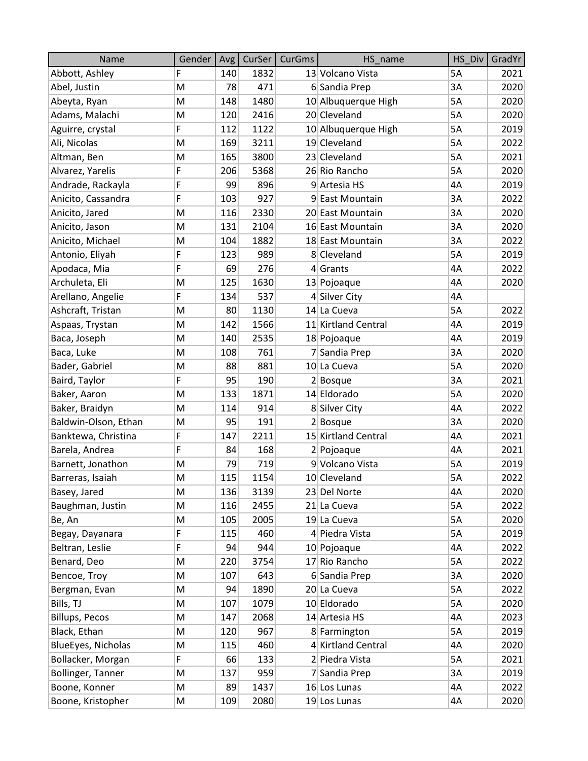| Name | Gender | Avg | CurSer | CurGms | HS_name | HS_Div | GradYr |
|---|---|---|---|---|---|---|---|
| Abbott, Ashley | F | 140 | 1832 | 13 | Volcano Vista | 5A | 2021 |
| Abel, Justin | M | 78 | 471 | 6 | Sandia Prep | 3A | 2020 |
| Abeyta, Ryan | M | 148 | 1480 | 10 | Albuquerque High | 5A | 2020 |
| Adams, Malachi | M | 120 | 2416 | 20 | Cleveland | 5A | 2020 |
| Aguirre, crystal | F | 112 | 1122 | 10 | Albuquerque High | 5A | 2019 |
| Ali, Nicolas | M | 169 | 3211 | 19 | Cleveland | 5A | 2022 |
| Altman, Ben | M | 165 | 3800 | 23 | Cleveland | 5A | 2021 |
| Alvarez, Yarelis | F | 206 | 5368 | 26 | Rio Rancho | 5A | 2020 |
| Andrade, Rackayla | F | 99 | 896 | 9 | Artesia HS | 4A | 2019 |
| Anicito, Cassandra | F | 103 | 927 | 9 | East Mountain | 3A | 2022 |
| Anicito, Jared | M | 116 | 2330 | 20 | East Mountain | 3A | 2020 |
| Anicito, Jason | M | 131 | 2104 | 16 | East Mountain | 3A | 2020 |
| Anicito, Michael | M | 104 | 1882 | 18 | East Mountain | 3A | 2022 |
| Antonio, Eliyah | F | 123 | 989 | 8 | Cleveland | 5A | 2019 |
| Apodaca, Mia | F | 69 | 276 | 4 | Grants | 4A | 2022 |
| Archuleta, Eli | M | 125 | 1630 | 13 | Pojoaque | 4A | 2020 |
| Arellano, Angelie | F | 134 | 537 | 4 | Silver City | 4A | |
| Ashcraft, Tristan | M | 80 | 1130 | 14 | La Cueva | 5A | 2022 |
| Aspaas, Trystan | M | 142 | 1566 | 11 | Kirtland Central | 4A | 2019 |
| Baca, Joseph | M | 140 | 2535 | 18 | Pojoaque | 4A | 2019 |
| Baca, Luke | M | 108 | 761 | 7 | Sandia Prep | 3A | 2020 |
| Bader, Gabriel | M | 88 | 881 | 10 | La Cueva | 5A | 2020 |
| Baird, Taylor | F | 95 | 190 | 2 | Bosque | 3A | 2021 |
| Baker, Aaron | M | 133 | 1871 | 14 | Eldorado | 5A | 2020 |
| Baker, Braidyn | M | 114 | 914 | 8 | Silver City | 4A | 2022 |
| Baldwin-Olson, Ethan | M | 95 | 191 | 2 | Bosque | 3A | 2020 |
| Banktewa, Christina | F | 147 | 2211 | 15 | Kirtland Central | 4A | 2021 |
| Barela, Andrea | F | 84 | 168 | 2 | Pojoaque | 4A | 2021 |
| Barnett, Jonathon | M | 79 | 719 | 9 | Volcano Vista | 5A | 2019 |
| Barreras, Isaiah | M | 115 | 1154 | 10 | Cleveland | 5A | 2022 |
| Basey, Jared | M | 136 | 3139 | 23 | Del Norte | 4A | 2020 |
| Baughman, Justin | M | 116 | 2455 | 21 | La Cueva | 5A | 2022 |
| Be, An | M | 105 | 2005 | 19 | La Cueva | 5A | 2020 |
| Begay, Dayanara | F | 115 | 460 | 4 | Piedra Vista | 5A | 2019 |
| Beltran, Leslie | F | 94 | 944 | 10 | Pojoaque | 4A | 2022 |
| Benard, Deo | M | 220 | 3754 | 17 | Rio Rancho | 5A | 2022 |
| Bencoe, Troy | M | 107 | 643 | 6 | Sandia Prep | 3A | 2020 |
| Bergman, Evan | M | 94 | 1890 | 20 | La Cueva | 5A | 2022 |
| Bills, TJ | M | 107 | 1079 | 10 | Eldorado | 5A | 2020 |
| Billups, Pecos | M | 147 | 2068 | 14 | Artesia HS | 4A | 2023 |
| Black, Ethan | M | 120 | 967 | 8 | Farmington | 5A | 2019 |
| BlueEyes, Nicholas | M | 115 | 460 | 4 | Kirtland Central | 4A | 2020 |
| Bollacker, Morgan | F | 66 | 133 | 2 | Piedra Vista | 5A | 2021 |
| Bollinger, Tanner | M | 137 | 959 | 7 | Sandia Prep | 3A | 2019 |
| Boone, Konner | M | 89 | 1437 | 16 | Los Lunas | 4A | 2022 |
| Boone, Kristopher | M | 109 | 2080 | 19 | Los Lunas | 4A | 2020 |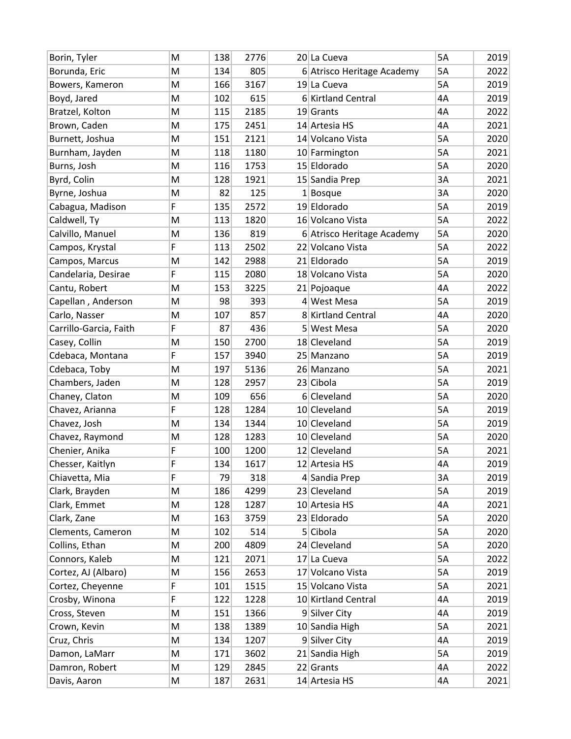| | | | | | | | |
|---|---|---|---|---|---|---|---|
| Borin, Tyler | M | 138 | 2776 | 20 | La Cueva | 5A | 2019 |
| Borunda, Eric | M | 134 | 805 | 6 | Atrisco Heritage Academy | 5A | 2022 |
| Bowers, Kameron | M | 166 | 3167 | 19 | La Cueva | 5A | 2019 |
| Boyd, Jared | M | 102 | 615 | 6 | Kirtland Central | 4A | 2019 |
| Bratzel, Kolton | M | 115 | 2185 | 19 | Grants | 4A | 2022 |
| Brown, Caden | M | 175 | 2451 | 14 | Artesia HS | 4A | 2021 |
| Burnett, Joshua | M | 151 | 2121 | 14 | Volcano Vista | 5A | 2020 |
| Burnham, Jayden | M | 118 | 1180 | 10 | Farmington | 5A | 2021 |
| Burns, Josh | M | 116 | 1753 | 15 | Eldorado | 5A | 2020 |
| Byrd, Colin | M | 128 | 1921 | 15 | Sandia Prep | 3A | 2021 |
| Byrne, Joshua | M | 82 | 125 | 1 | Bosque | 3A | 2020 |
| Cabagua, Madison | F | 135 | 2572 | 19 | Eldorado | 5A | 2019 |
| Caldwell, Ty | M | 113 | 1820 | 16 | Volcano Vista | 5A | 2022 |
| Calvillo, Manuel | M | 136 | 819 | 6 | Atrisco Heritage Academy | 5A | 2020 |
| Campos, Krystal | F | 113 | 2502 | 22 | Volcano Vista | 5A | 2022 |
| Campos, Marcus | M | 142 | 2988 | 21 | Eldorado | 5A | 2019 |
| Candelaria, Desirae | F | 115 | 2080 | 18 | Volcano Vista | 5A | 2020 |
| Cantu, Robert | M | 153 | 3225 | 21 | Pojoaque | 4A | 2022 |
| Capellan , Anderson | M | 98 | 393 | 4 | West Mesa | 5A | 2019 |
| Carlo, Nasser | M | 107 | 857 | 8 | Kirtland Central | 4A | 2020 |
| Carrillo-Garcia, Faith | F | 87 | 436 | 5 | West Mesa | 5A | 2020 |
| Casey, Collin | M | 150 | 2700 | 18 | Cleveland | 5A | 2019 |
| Cdebaca, Montana | F | 157 | 3940 | 25 | Manzano | 5A | 2019 |
| Cdebaca, Toby | M | 197 | 5136 | 26 | Manzano | 5A | 2021 |
| Chambers, Jaden | M | 128 | 2957 | 23 | Cibola | 5A | 2019 |
| Chaney, Claton | M | 109 | 656 | 6 | Cleveland | 5A | 2020 |
| Chavez, Arianna | F | 128 | 1284 | 10 | Cleveland | 5A | 2019 |
| Chavez, Josh | M | 134 | 1344 | 10 | Cleveland | 5A | 2019 |
| Chavez, Raymond | M | 128 | 1283 | 10 | Cleveland | 5A | 2020 |
| Chenier, Anika | F | 100 | 1200 | 12 | Cleveland | 5A | 2021 |
| Chesser, Kaitlyn | F | 134 | 1617 | 12 | Artesia HS | 4A | 2019 |
| Chiavetta, Mia | F | 79 | 318 | 4 | Sandia Prep | 3A | 2019 |
| Clark, Brayden | M | 186 | 4299 | 23 | Cleveland | 5A | 2019 |
| Clark, Emmet | M | 128 | 1287 | 10 | Artesia HS | 4A | 2021 |
| Clark, Zane | M | 163 | 3759 | 23 | Eldorado | 5A | 2020 |
| Clements, Cameron | M | 102 | 514 | 5 | Cibola | 5A | 2020 |
| Collins, Ethan | M | 200 | 4809 | 24 | Cleveland | 5A | 2020 |
| Connors, Kaleb | M | 121 | 2071 | 17 | La Cueva | 5A | 2022 |
| Cortez, AJ (Albaro) | M | 156 | 2653 | 17 | Volcano Vista | 5A | 2019 |
| Cortez, Cheyenne | F | 101 | 1515 | 15 | Volcano Vista | 5A | 2021 |
| Crosby, Winona | F | 122 | 1228 | 10 | Kirtland Central | 4A | 2019 |
| Cross, Steven | M | 151 | 1366 | 9 | Silver City | 4A | 2019 |
| Crown, Kevin | M | 138 | 1389 | 10 | Sandia High | 5A | 2021 |
| Cruz, Chris | M | 134 | 1207 | 9 | Silver City | 4A | 2019 |
| Damon, LaMarr | M | 171 | 3602 | 21 | Sandia High | 5A | 2019 |
| Damron, Robert | M | 129 | 2845 | 22 | Grants | 4A | 2022 |
| Davis, Aaron | M | 187 | 2631 | 14 | Artesia HS | 4A | 2021 |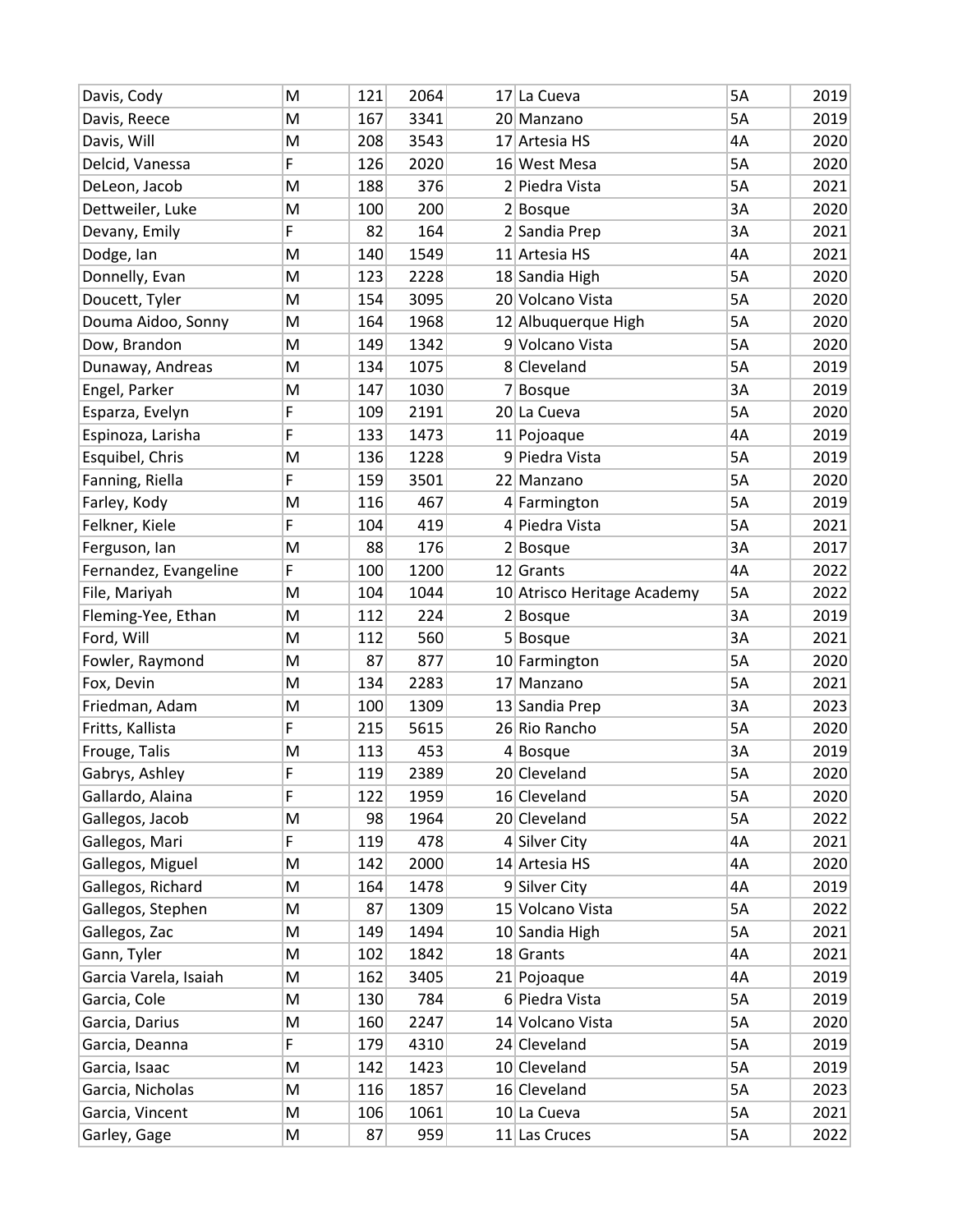| | | | | | | | |
|---|---|---|---|---|---|---|---|
| Davis, Cody | M | 121 | 2064 | 17 | La Cueva | 5A | 2019 |
| Davis, Reece | M | 167 | 3341 | 20 | Manzano | 5A | 2019 |
| Davis, Will | M | 208 | 3543 | 17 | Artesia HS | 4A | 2020 |
| Delcid, Vanessa | F | 126 | 2020 | 16 | West Mesa | 5A | 2020 |
| DeLeon, Jacob | M | 188 | 376 | 2 | Piedra Vista | 5A | 2021 |
| Dettweiler, Luke | M | 100 | 200 | 2 | Bosque | 3A | 2020 |
| Devany, Emily | F | 82 | 164 | 2 | Sandia Prep | 3A | 2021 |
| Dodge, Ian | M | 140 | 1549 | 11 | Artesia HS | 4A | 2021 |
| Donnelly, Evan | M | 123 | 2228 | 18 | Sandia High | 5A | 2020 |
| Doucett, Tyler | M | 154 | 3095 | 20 | Volcano Vista | 5A | 2020 |
| Douma Aidoo, Sonny | M | 164 | 1968 | 12 | Albuquerque High | 5A | 2020 |
| Dow, Brandon | M | 149 | 1342 | 9 | Volcano Vista | 5A | 2020 |
| Dunaway, Andreas | M | 134 | 1075 | 8 | Cleveland | 5A | 2019 |
| Engel, Parker | M | 147 | 1030 | 7 | Bosque | 3A | 2019 |
| Esparza, Evelyn | F | 109 | 2191 | 20 | La Cueva | 5A | 2020 |
| Espinoza, Larisha | F | 133 | 1473 | 11 | Pojoaque | 4A | 2019 |
| Esquibel, Chris | M | 136 | 1228 | 9 | Piedra Vista | 5A | 2019 |
| Fanning, Riella | F | 159 | 3501 | 22 | Manzano | 5A | 2020 |
| Farley, Kody | M | 116 | 467 | 4 | Farmington | 5A | 2019 |
| Felkner, Kiele | F | 104 | 419 | 4 | Piedra Vista | 5A | 2021 |
| Ferguson, Ian | M | 88 | 176 | 2 | Bosque | 3A | 2017 |
| Fernandez, Evangeline | F | 100 | 1200 | 12 | Grants | 4A | 2022 |
| File, Mariyah | M | 104 | 1044 | 10 | Atrisco Heritage Academy | 5A | 2022 |
| Fleming-Yee, Ethan | M | 112 | 224 | 2 | Bosque | 3A | 2019 |
| Ford, Will | M | 112 | 560 | 5 | Bosque | 3A | 2021 |
| Fowler, Raymond | M | 87 | 877 | 10 | Farmington | 5A | 2020 |
| Fox, Devin | M | 134 | 2283 | 17 | Manzano | 5A | 2021 |
| Friedman, Adam | M | 100 | 1309 | 13 | Sandia Prep | 3A | 2023 |
| Fritts, Kallista | F | 215 | 5615 | 26 | Rio Rancho | 5A | 2020 |
| Frouge, Talis | M | 113 | 453 | 4 | Bosque | 3A | 2019 |
| Gabrys, Ashley | F | 119 | 2389 | 20 | Cleveland | 5A | 2020 |
| Gallardo, Alaina | F | 122 | 1959 | 16 | Cleveland | 5A | 2020 |
| Gallegos, Jacob | M | 98 | 1964 | 20 | Cleveland | 5A | 2022 |
| Gallegos, Mari | F | 119 | 478 | 4 | Silver City | 4A | 2021 |
| Gallegos, Miguel | M | 142 | 2000 | 14 | Artesia HS | 4A | 2020 |
| Gallegos, Richard | M | 164 | 1478 | 9 | Silver City | 4A | 2019 |
| Gallegos, Stephen | M | 87 | 1309 | 15 | Volcano Vista | 5A | 2022 |
| Gallegos, Zac | M | 149 | 1494 | 10 | Sandia High | 5A | 2021 |
| Gann, Tyler | M | 102 | 1842 | 18 | Grants | 4A | 2021 |
| Garcia Varela, Isaiah | M | 162 | 3405 | 21 | Pojoaque | 4A | 2019 |
| Garcia, Cole | M | 130 | 784 | 6 | Piedra Vista | 5A | 2019 |
| Garcia, Darius | M | 160 | 2247 | 14 | Volcano Vista | 5A | 2020 |
| Garcia, Deanna | F | 179 | 4310 | 24 | Cleveland | 5A | 2019 |
| Garcia, Isaac | M | 142 | 1423 | 10 | Cleveland | 5A | 2019 |
| Garcia, Nicholas | M | 116 | 1857 | 16 | Cleveland | 5A | 2023 |
| Garcia, Vincent | M | 106 | 1061 | 10 | La Cueva | 5A | 2021 |
| Garley, Gage | M | 87 | 959 | 11 | Las Cruces | 5A | 2022 |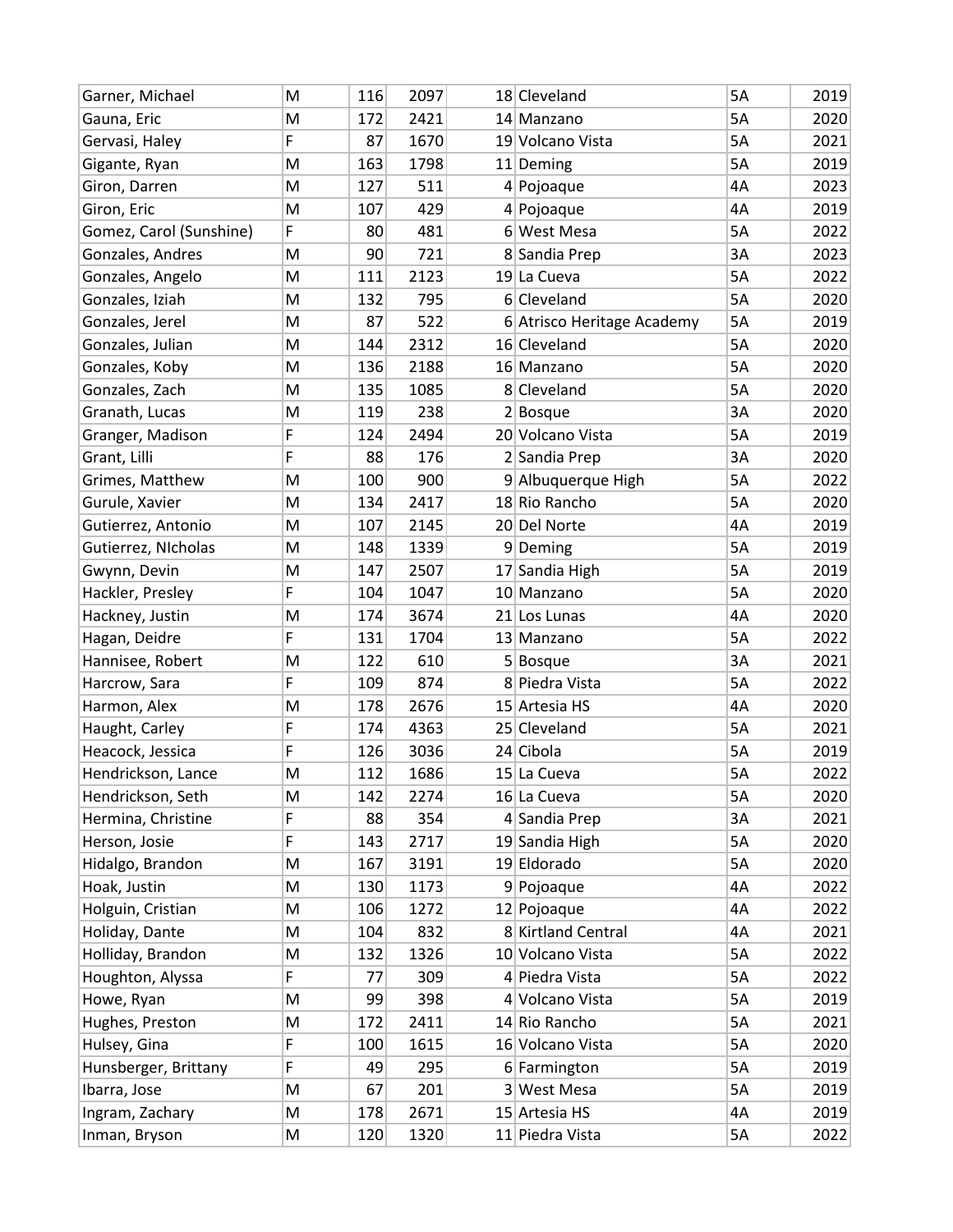| | | | | | | | |
|---|---|---|---|---|---|---|---|
| Garner, Michael | M | 116 | 2097 | 18 | Cleveland | 5A | 2019 |
| Gauna, Eric | M | 172 | 2421 | 14 | Manzano | 5A | 2020 |
| Gervasi, Haley | F | 87 | 1670 | 19 | Volcano Vista | 5A | 2021 |
| Gigante, Ryan | M | 163 | 1798 | 11 | Deming | 5A | 2019 |
| Giron, Darren | M | 127 | 511 | 4 | Pojoaque | 4A | 2023 |
| Giron, Eric | M | 107 | 429 | 4 | Pojoaque | 4A | 2019 |
| Gomez, Carol (Sunshine) | F | 80 | 481 | 6 | West Mesa | 5A | 2022 |
| Gonzales, Andres | M | 90 | 721 | 8 | Sandia Prep | 3A | 2023 |
| Gonzales, Angelo | M | 111 | 2123 | 19 | La Cueva | 5A | 2022 |
| Gonzales, Iziah | M | 132 | 795 | 6 | Cleveland | 5A | 2020 |
| Gonzales, Jerel | M | 87 | 522 | 6 | Atrisco Heritage Academy | 5A | 2019 |
| Gonzales, Julian | M | 144 | 2312 | 16 | Cleveland | 5A | 2020 |
| Gonzales, Koby | M | 136 | 2188 | 16 | Manzano | 5A | 2020 |
| Gonzales, Zach | M | 135 | 1085 | 8 | Cleveland | 5A | 2020 |
| Granath, Lucas | M | 119 | 238 | 2 | Bosque | 3A | 2020 |
| Granger, Madison | F | 124 | 2494 | 20 | Volcano Vista | 5A | 2019 |
| Grant, Lilli | F | 88 | 176 | 2 | Sandia Prep | 3A | 2020 |
| Grimes, Matthew | M | 100 | 900 | 9 | Albuquerque High | 5A | 2022 |
| Gurule, Xavier | M | 134 | 2417 | 18 | Rio Rancho | 5A | 2020 |
| Gutierrez, Antonio | M | 107 | 2145 | 20 | Del Norte | 4A | 2019 |
| Gutierrez, NIcholas | M | 148 | 1339 | 9 | Deming | 5A | 2019 |
| Gwynn, Devin | M | 147 | 2507 | 17 | Sandia High | 5A | 2019 |
| Hackler, Presley | F | 104 | 1047 | 10 | Manzano | 5A | 2020 |
| Hackney, Justin | M | 174 | 3674 | 21 | Los Lunas | 4A | 2020 |
| Hagan, Deidre | F | 131 | 1704 | 13 | Manzano | 5A | 2022 |
| Hannisee, Robert | M | 122 | 610 | 5 | Bosque | 3A | 2021 |
| Harcrow, Sara | F | 109 | 874 | 8 | Piedra Vista | 5A | 2022 |
| Harmon, Alex | M | 178 | 2676 | 15 | Artesia HS | 4A | 2020 |
| Haught, Carley | F | 174 | 4363 | 25 | Cleveland | 5A | 2021 |
| Heacock, Jessica | F | 126 | 3036 | 24 | Cibola | 5A | 2019 |
| Hendrickson, Lance | M | 112 | 1686 | 15 | La Cueva | 5A | 2022 |
| Hendrickson, Seth | M | 142 | 2274 | 16 | La Cueva | 5A | 2020 |
| Hermina, Christine | F | 88 | 354 | 4 | Sandia Prep | 3A | 2021 |
| Herson, Josie | F | 143 | 2717 | 19 | Sandia High | 5A | 2020 |
| Hidalgo, Brandon | M | 167 | 3191 | 19 | Eldorado | 5A | 2020 |
| Hoak, Justin | M | 130 | 1173 | 9 | Pojoaque | 4A | 2022 |
| Holguin, Cristian | M | 106 | 1272 | 12 | Pojoaque | 4A | 2022 |
| Holiday, Dante | M | 104 | 832 | 8 | Kirtland Central | 4A | 2021 |
| Holliday, Brandon | M | 132 | 1326 | 10 | Volcano Vista | 5A | 2022 |
| Houghton, Alyssa | F | 77 | 309 | 4 | Piedra Vista | 5A | 2022 |
| Howe, Ryan | M | 99 | 398 | 4 | Volcano Vista | 5A | 2019 |
| Hughes, Preston | M | 172 | 2411 | 14 | Rio Rancho | 5A | 2021 |
| Hulsey, Gina | F | 100 | 1615 | 16 | Volcano Vista | 5A | 2020 |
| Hunsberger, Brittany | F | 49 | 295 | 6 | Farmington | 5A | 2019 |
| Ibarra, Jose | M | 67 | 201 | 3 | West Mesa | 5A | 2019 |
| Ingram, Zachary | M | 178 | 2671 | 15 | Artesia HS | 4A | 2019 |
| Inman, Bryson | M | 120 | 1320 | 11 | Piedra Vista | 5A | 2022 |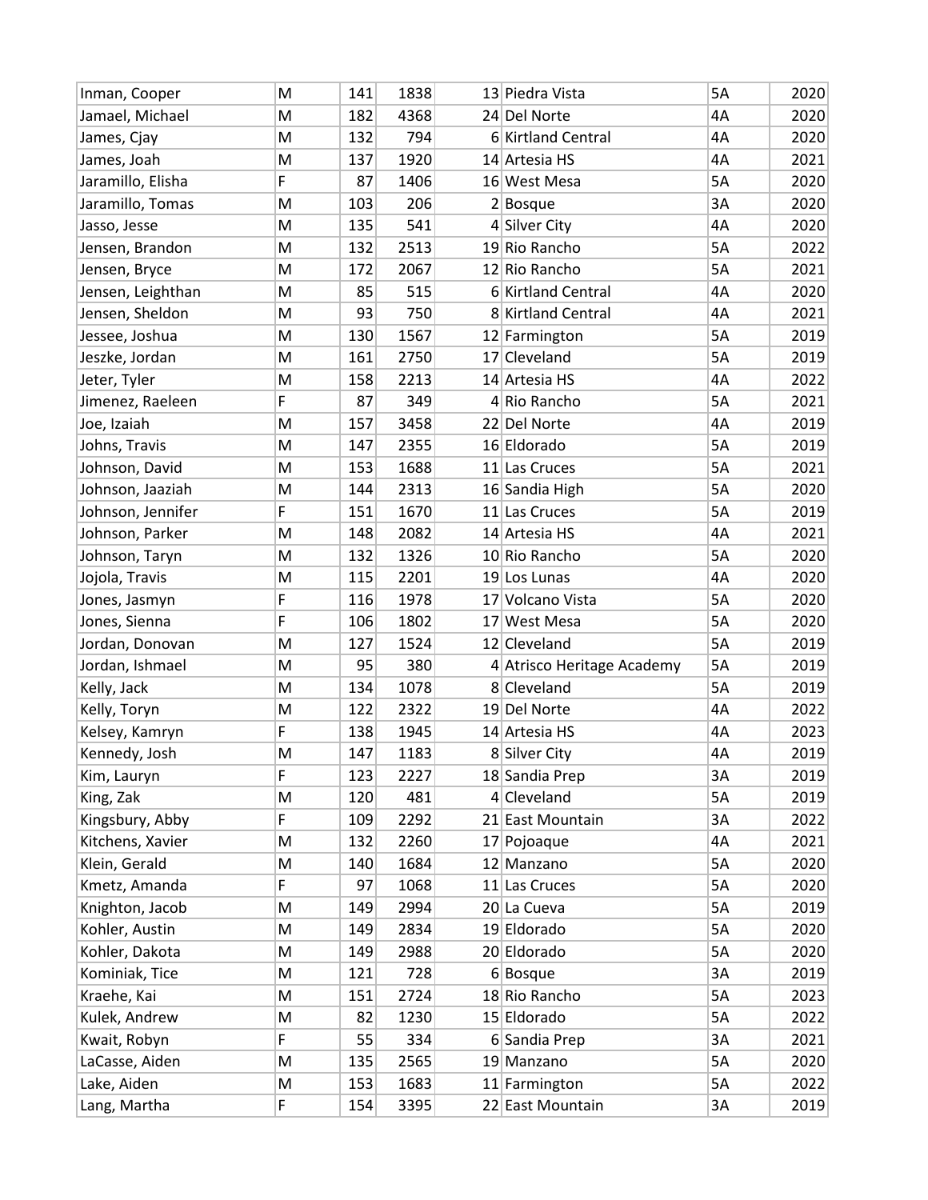| | | | | | | | |
|---|---|---|---|---|---|---|---|
| Inman, Cooper | M | 141 | 1838 | 13 | Piedra Vista | 5A | 2020 |
| Jamael, Michael | M | 182 | 4368 | 24 | Del Norte | 4A | 2020 |
| James, Cjay | M | 132 | 794 | 6 | Kirtland Central | 4A | 2020 |
| James, Joah | M | 137 | 1920 | 14 | Artesia HS | 4A | 2021 |
| Jaramillo, Elisha | F | 87 | 1406 | 16 | West Mesa | 5A | 2020 |
| Jaramillo, Tomas | M | 103 | 206 | 2 | Bosque | 3A | 2020 |
| Jasso, Jesse | M | 135 | 541 | 4 | Silver City | 4A | 2020 |
| Jensen, Brandon | M | 132 | 2513 | 19 | Rio Rancho | 5A | 2022 |
| Jensen, Bryce | M | 172 | 2067 | 12 | Rio Rancho | 5A | 2021 |
| Jensen, Leighthan | M | 85 | 515 | 6 | Kirtland Central | 4A | 2020 |
| Jensen, Sheldon | M | 93 | 750 | 8 | Kirtland Central | 4A | 2021 |
| Jessee, Joshua | M | 130 | 1567 | 12 | Farmington | 5A | 2019 |
| Jeszke, Jordan | M | 161 | 2750 | 17 | Cleveland | 5A | 2019 |
| Jeter, Tyler | M | 158 | 2213 | 14 | Artesia HS | 4A | 2022 |
| Jimenez, Raeleen | F | 87 | 349 | 4 | Rio Rancho | 5A | 2021 |
| Joe, Izaiah | M | 157 | 3458 | 22 | Del Norte | 4A | 2019 |
| Johns, Travis | M | 147 | 2355 | 16 | Eldorado | 5A | 2019 |
| Johnson, David | M | 153 | 1688 | 11 | Las Cruces | 5A | 2021 |
| Johnson, Jaaziah | M | 144 | 2313 | 16 | Sandia High | 5A | 2020 |
| Johnson, Jennifer | F | 151 | 1670 | 11 | Las Cruces | 5A | 2019 |
| Johnson, Parker | M | 148 | 2082 | 14 | Artesia HS | 4A | 2021 |
| Johnson, Taryn | M | 132 | 1326 | 10 | Rio Rancho | 5A | 2020 |
| Jojola, Travis | M | 115 | 2201 | 19 | Los Lunas | 4A | 2020 |
| Jones, Jasmyn | F | 116 | 1978 | 17 | Volcano Vista | 5A | 2020 |
| Jones, Sienna | F | 106 | 1802 | 17 | West Mesa | 5A | 2020 |
| Jordan, Donovan | M | 127 | 1524 | 12 | Cleveland | 5A | 2019 |
| Jordan, Ishmael | M | 95 | 380 | 4 | Atrisco Heritage Academy | 5A | 2019 |
| Kelly, Jack | M | 134 | 1078 | 8 | Cleveland | 5A | 2019 |
| Kelly, Toryn | M | 122 | 2322 | 19 | Del Norte | 4A | 2022 |
| Kelsey, Kamryn | F | 138 | 1945 | 14 | Artesia HS | 4A | 2023 |
| Kennedy, Josh | M | 147 | 1183 | 8 | Silver City | 4A | 2019 |
| Kim, Lauryn | F | 123 | 2227 | 18 | Sandia Prep | 3A | 2019 |
| King, Zak | M | 120 | 481 | 4 | Cleveland | 5A | 2019 |
| Kingsbury, Abby | F | 109 | 2292 | 21 | East Mountain | 3A | 2022 |
| Kitchens, Xavier | M | 132 | 2260 | 17 | Pojoaque | 4A | 2021 |
| Klein, Gerald | M | 140 | 1684 | 12 | Manzano | 5A | 2020 |
| Kmetz, Amanda | F | 97 | 1068 | 11 | Las Cruces | 5A | 2020 |
| Knighton, Jacob | M | 149 | 2994 | 20 | La Cueva | 5A | 2019 |
| Kohler, Austin | M | 149 | 2834 | 19 | Eldorado | 5A | 2020 |
| Kohler, Dakota | M | 149 | 2988 | 20 | Eldorado | 5A | 2020 |
| Kominiak, Tice | M | 121 | 728 | 6 | Bosque | 3A | 2019 |
| Kraehe, Kai | M | 151 | 2724 | 18 | Rio Rancho | 5A | 2023 |
| Kulek, Andrew | M | 82 | 1230 | 15 | Eldorado | 5A | 2022 |
| Kwait, Robyn | F | 55 | 334 | 6 | Sandia Prep | 3A | 2021 |
| LaCasse, Aiden | M | 135 | 2565 | 19 | Manzano | 5A | 2020 |
| Lake, Aiden | M | 153 | 1683 | 11 | Farmington | 5A | 2022 |
| Lang, Martha | F | 154 | 3395 | 22 | East Mountain | 3A | 2019 |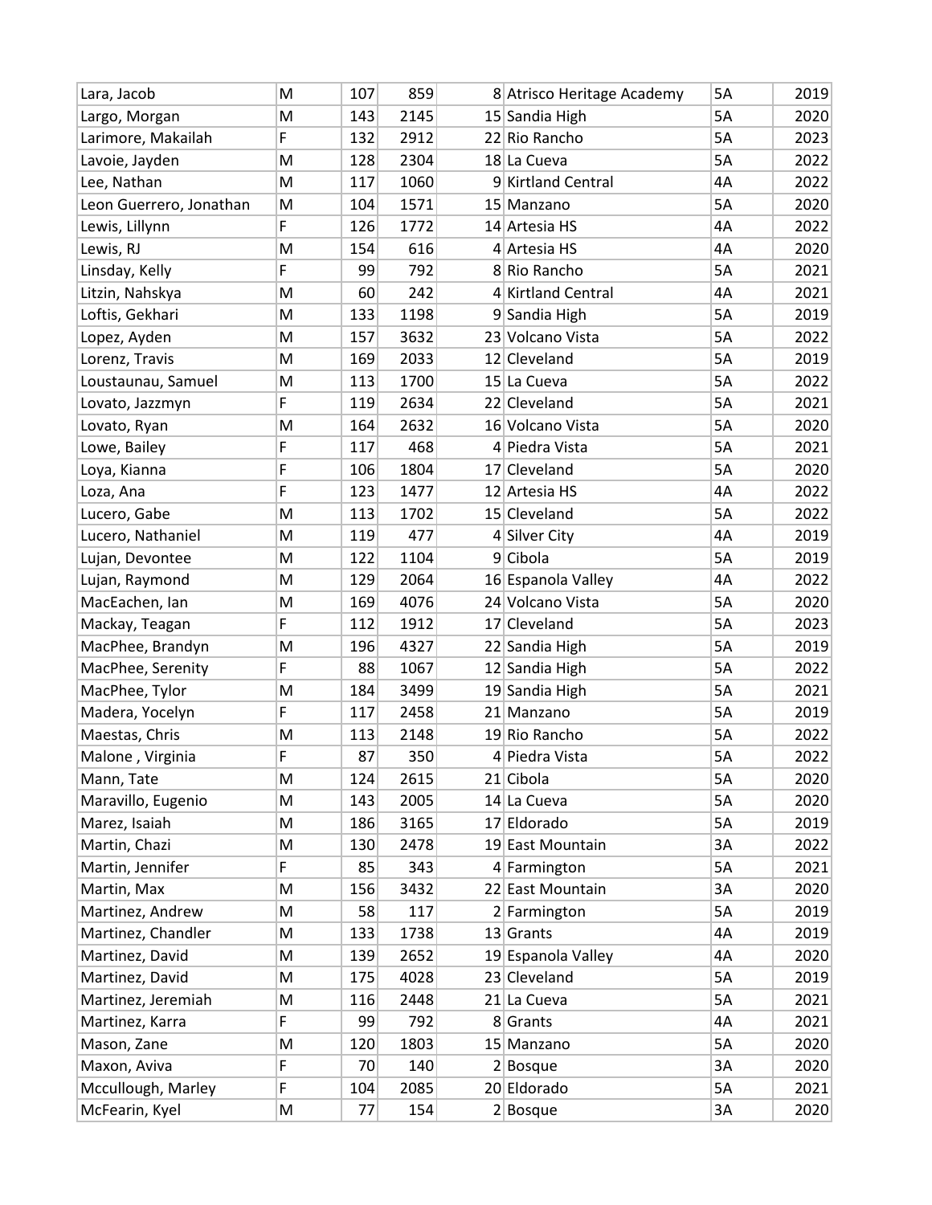| Lara, Jacob | M | 107 | 859 | 8 | Atrisco Heritage Academy | 5A | 2019 |
|---|---|---|---|---|---|---|---|
| Largo, Morgan | M | 143 | 2145 | 15 | Sandia High | 5A | 2020 |
| Larimore, Makailah | F | 132 | 2912 | 22 | Rio Rancho | 5A | 2023 |
| Lavoie, Jayden | M | 128 | 2304 | 18 | La Cueva | 5A | 2022 |
| Lee, Nathan | M | 117 | 1060 | 9 | Kirtland Central | 4A | 2022 |
| Leon Guerrero, Jonathan | M | 104 | 1571 | 15 | Manzano | 5A | 2020 |
| Lewis, Lillynn | F | 126 | 1772 | 14 | Artesia HS | 4A | 2022 |
| Lewis, RJ | M | 154 | 616 | 4 | Artesia HS | 4A | 2020 |
| Linsday, Kelly | F | 99 | 792 | 8 | Rio Rancho | 5A | 2021 |
| Litzin, Nahskya | M | 60 | 242 | 4 | Kirtland Central | 4A | 2021 |
| Loftis, Gekhari | M | 133 | 1198 | 9 | Sandia High | 5A | 2019 |
| Lopez, Ayden | M | 157 | 3632 | 23 | Volcano Vista | 5A | 2022 |
| Lorenz, Travis | M | 169 | 2033 | 12 | Cleveland | 5A | 2019 |
| Loustaunau, Samuel | M | 113 | 1700 | 15 | La Cueva | 5A | 2022 |
| Lovato, Jazzmyn | F | 119 | 2634 | 22 | Cleveland | 5A | 2021 |
| Lovato, Ryan | M | 164 | 2632 | 16 | Volcano Vista | 5A | 2020 |
| Lowe, Bailey | F | 117 | 468 | 4 | Piedra Vista | 5A | 2021 |
| Loya, Kianna | F | 106 | 1804 | 17 | Cleveland | 5A | 2020 |
| Loza, Ana | F | 123 | 1477 | 12 | Artesia HS | 4A | 2022 |
| Lucero, Gabe | M | 113 | 1702 | 15 | Cleveland | 5A | 2022 |
| Lucero, Nathaniel | M | 119 | 477 | 4 | Silver City | 4A | 2019 |
| Lujan, Devontee | M | 122 | 1104 | 9 | Cibola | 5A | 2019 |
| Lujan, Raymond | M | 129 | 2064 | 16 | Espanola Valley | 4A | 2022 |
| MacEachen, Ian | M | 169 | 4076 | 24 | Volcano Vista | 5A | 2020 |
| Mackay, Teagan | F | 112 | 1912 | 17 | Cleveland | 5A | 2023 |
| MacPhee, Brandyn | M | 196 | 4327 | 22 | Sandia High | 5A | 2019 |
| MacPhee, Serenity | F | 88 | 1067 | 12 | Sandia High | 5A | 2022 |
| MacPhee, Tylor | M | 184 | 3499 | 19 | Sandia High | 5A | 2021 |
| Madera, Yocelyn | F | 117 | 2458 | 21 | Manzano | 5A | 2019 |
| Maestas, Chris | M | 113 | 2148 | 19 | Rio Rancho | 5A | 2022 |
| Malone , Virginia | F | 87 | 350 | 4 | Piedra Vista | 5A | 2022 |
| Mann, Tate | M | 124 | 2615 | 21 | Cibola | 5A | 2020 |
| Maravillo, Eugenio | M | 143 | 2005 | 14 | La Cueva | 5A | 2020 |
| Marez, Isaiah | M | 186 | 3165 | 17 | Eldorado | 5A | 2019 |
| Martin, Chazi | M | 130 | 2478 | 19 | East Mountain | 3A | 2022 |
| Martin, Jennifer | F | 85 | 343 | 4 | Farmington | 5A | 2021 |
| Martin, Max | M | 156 | 3432 | 22 | East Mountain | 3A | 2020 |
| Martinez, Andrew | M | 58 | 117 | 2 | Farmington | 5A | 2019 |
| Martinez, Chandler | M | 133 | 1738 | 13 | Grants | 4A | 2019 |
| Martinez, David | M | 139 | 2652 | 19 | Espanola Valley | 4A | 2020 |
| Martinez, David | M | 175 | 4028 | 23 | Cleveland | 5A | 2019 |
| Martinez, Jeremiah | M | 116 | 2448 | 21 | La Cueva | 5A | 2021 |
| Martinez, Karra | F | 99 | 792 | 8 | Grants | 4A | 2021 |
| Mason, Zane | M | 120 | 1803 | 15 | Manzano | 5A | 2020 |
| Maxon, Aviva | F | 70 | 140 | 2 | Bosque | 3A | 2020 |
| Mccullough, Marley | F | 104 | 2085 | 20 | Eldorado | 5A | 2021 |
| McFearin, Kyel | M | 77 | 154 | 2 | Bosque | 3A | 2020 |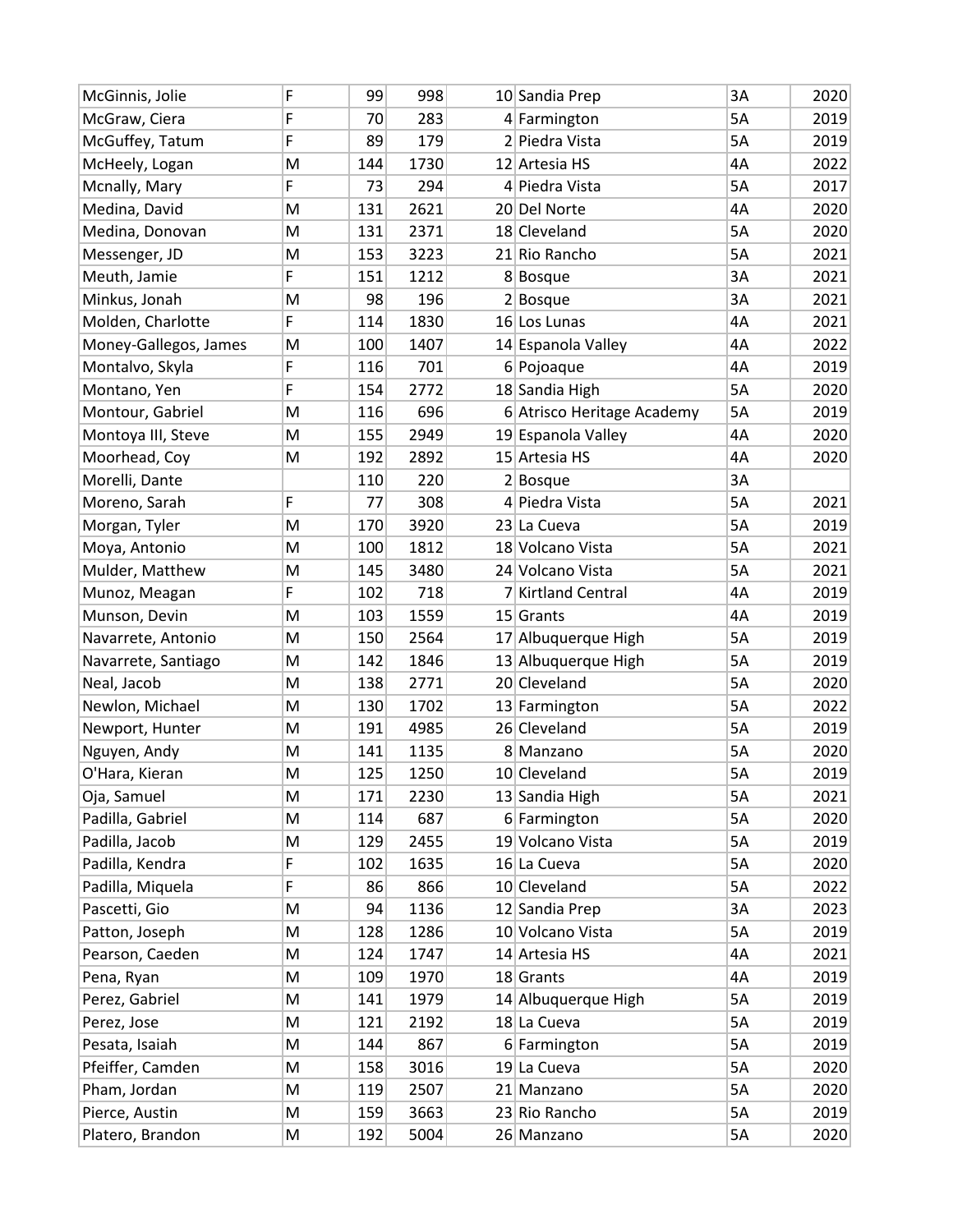| | | | | | | | |
|---|---|---|---|---|---|---|---|
| McGinnis, Jolie | F | 99 | 998 | 10 | Sandia Prep | 3A | 2020 |
| McGraw, Ciera | F | 70 | 283 | 4 | Farmington | 5A | 2019 |
| McGuffey, Tatum | F | 89 | 179 | 2 | Piedra Vista | 5A | 2019 |
| McHeely, Logan | M | 144 | 1730 | 12 | Artesia HS | 4A | 2022 |
| Mcnally, Mary | F | 73 | 294 | 4 | Piedra Vista | 5A | 2017 |
| Medina, David | M | 131 | 2621 | 20 | Del Norte | 4A | 2020 |
| Medina, Donovan | M | 131 | 2371 | 18 | Cleveland | 5A | 2020 |
| Messenger, JD | M | 153 | 3223 | 21 | Rio Rancho | 5A | 2021 |
| Meuth, Jamie | F | 151 | 1212 | 8 | Bosque | 3A | 2021 |
| Minkus, Jonah | M | 98 | 196 | 2 | Bosque | 3A | 2021 |
| Molden, Charlotte | F | 114 | 1830 | 16 | Los Lunas | 4A | 2021 |
| Money-Gallegos, James | M | 100 | 1407 | 14 | Espanola Valley | 4A | 2022 |
| Montalvo, Skyla | F | 116 | 701 | 6 | Pojoaque | 4A | 2019 |
| Montano, Yen | F | 154 | 2772 | 18 | Sandia High | 5A | 2020 |
| Montour, Gabriel | M | 116 | 696 | 6 | Atrisco Heritage Academy | 5A | 2019 |
| Montoya III, Steve | M | 155 | 2949 | 19 | Espanola Valley | 4A | 2020 |
| Moorhead, Coy | M | 192 | 2892 | 15 | Artesia HS | 4A | 2020 |
| Morelli, Dante | | 110 | 220 | 2 | Bosque | 3A | |
| Moreno, Sarah | F | 77 | 308 | 4 | Piedra Vista | 5A | 2021 |
| Morgan, Tyler | M | 170 | 3920 | 23 | La Cueva | 5A | 2019 |
| Moya, Antonio | M | 100 | 1812 | 18 | Volcano Vista | 5A | 2021 |
| Mulder, Matthew | M | 145 | 3480 | 24 | Volcano Vista | 5A | 2021 |
| Munoz, Meagan | F | 102 | 718 | 7 | Kirtland Central | 4A | 2019 |
| Munson, Devin | M | 103 | 1559 | 15 | Grants | 4A | 2019 |
| Navarrete, Antonio | M | 150 | 2564 | 17 | Albuquerque High | 5A | 2019 |
| Navarrete, Santiago | M | 142 | 1846 | 13 | Albuquerque High | 5A | 2019 |
| Neal, Jacob | M | 138 | 2771 | 20 | Cleveland | 5A | 2020 |
| Newlon, Michael | M | 130 | 1702 | 13 | Farmington | 5A | 2022 |
| Newport, Hunter | M | 191 | 4985 | 26 | Cleveland | 5A | 2019 |
| Nguyen, Andy | M | 141 | 1135 | 8 | Manzano | 5A | 2020 |
| O'Hara, Kieran | M | 125 | 1250 | 10 | Cleveland | 5A | 2019 |
| Oja, Samuel | M | 171 | 2230 | 13 | Sandia High | 5A | 2021 |
| Padilla, Gabriel | M | 114 | 687 | 6 | Farmington | 5A | 2020 |
| Padilla, Jacob | M | 129 | 2455 | 19 | Volcano Vista | 5A | 2019 |
| Padilla, Kendra | F | 102 | 1635 | 16 | La Cueva | 5A | 2020 |
| Padilla, Miquela | F | 86 | 866 | 10 | Cleveland | 5A | 2022 |
| Pascetti, Gio | M | 94 | 1136 | 12 | Sandia Prep | 3A | 2023 |
| Patton, Joseph | M | 128 | 1286 | 10 | Volcano Vista | 5A | 2019 |
| Pearson, Caeden | M | 124 | 1747 | 14 | Artesia HS | 4A | 2021 |
| Pena, Ryan | M | 109 | 1970 | 18 | Grants | 4A | 2019 |
| Perez, Gabriel | M | 141 | 1979 | 14 | Albuquerque High | 5A | 2019 |
| Perez, Jose | M | 121 | 2192 | 18 | La Cueva | 5A | 2019 |
| Pesata, Isaiah | M | 144 | 867 | 6 | Farmington | 5A | 2019 |
| Pfeiffer, Camden | M | 158 | 3016 | 19 | La Cueva | 5A | 2020 |
| Pham, Jordan | M | 119 | 2507 | 21 | Manzano | 5A | 2020 |
| Pierce, Austin | M | 159 | 3663 | 23 | Rio Rancho | 5A | 2019 |
| Platero, Brandon | M | 192 | 5004 | 26 | Manzano | 5A | 2020 |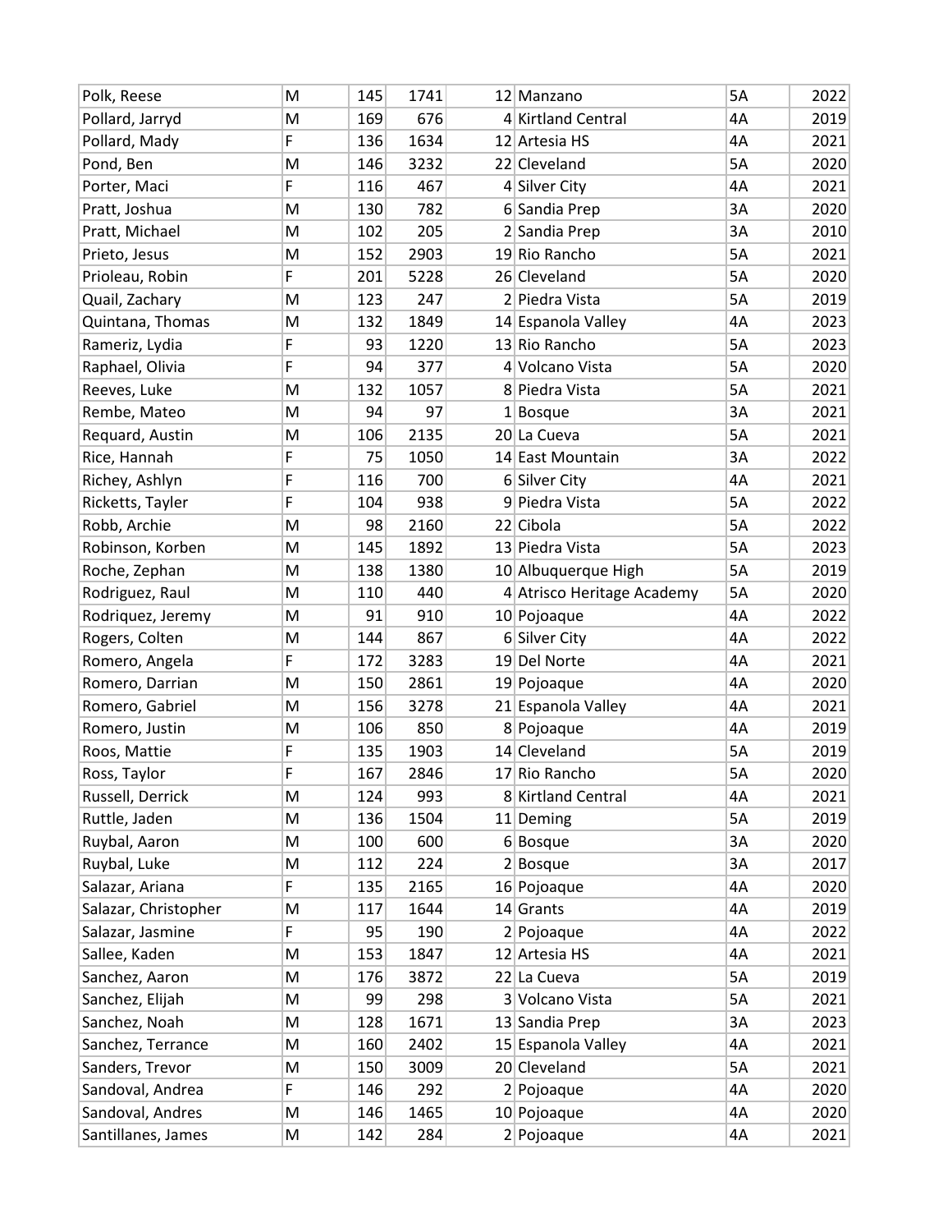| | | | | | | | |
|---|---|---|---|---|---|---|---|
| Polk, Reese | M | 145 | 1741 | 12 | Manzano | 5A | 2022 |
| Pollard, Jarryd | M | 169 | 676 | 4 | Kirtland Central | 4A | 2019 |
| Pollard, Mady | F | 136 | 1634 | 12 | Artesia HS | 4A | 2021 |
| Pond, Ben | M | 146 | 3232 | 22 | Cleveland | 5A | 2020 |
| Porter, Maci | F | 116 | 467 | 4 | Silver City | 4A | 2021 |
| Pratt, Joshua | M | 130 | 782 | 6 | Sandia Prep | 3A | 2020 |
| Pratt, Michael | M | 102 | 205 | 2 | Sandia Prep | 3A | 2010 |
| Prieto, Jesus | M | 152 | 2903 | 19 | Rio Rancho | 5A | 2021 |
| Prioleau, Robin | F | 201 | 5228 | 26 | Cleveland | 5A | 2020 |
| Quail, Zachary | M | 123 | 247 | 2 | Piedra Vista | 5A | 2019 |
| Quintana, Thomas | M | 132 | 1849 | 14 | Espanola Valley | 4A | 2023 |
| Rameriz, Lydia | F | 93 | 1220 | 13 | Rio Rancho | 5A | 2023 |
| Raphael, Olivia | F | 94 | 377 | 4 | Volcano Vista | 5A | 2020 |
| Reeves, Luke | M | 132 | 1057 | 8 | Piedra Vista | 5A | 2021 |
| Rembe, Mateo | M | 94 | 97 | 1 | Bosque | 3A | 2021 |
| Requard, Austin | M | 106 | 2135 | 20 | La Cueva | 5A | 2021 |
| Rice, Hannah | F | 75 | 1050 | 14 | East Mountain | 3A | 2022 |
| Richey, Ashlyn | F | 116 | 700 | 6 | Silver City | 4A | 2021 |
| Ricketts, Tayler | F | 104 | 938 | 9 | Piedra Vista | 5A | 2022 |
| Robb, Archie | M | 98 | 2160 | 22 | Cibola | 5A | 2022 |
| Robinson, Korben | M | 145 | 1892 | 13 | Piedra Vista | 5A | 2023 |
| Roche, Zephan | M | 138 | 1380 | 10 | Albuquerque High | 5A | 2019 |
| Rodriguez, Raul | M | 110 | 440 | 4 | Atrisco Heritage Academy | 5A | 2020 |
| Rodriquez, Jeremy | M | 91 | 910 | 10 | Pojoaque | 4A | 2022 |
| Rogers, Colten | M | 144 | 867 | 6 | Silver City | 4A | 2022 |
| Romero, Angela | F | 172 | 3283 | 19 | Del Norte | 4A | 2021 |
| Romero, Darrian | M | 150 | 2861 | 19 | Pojoaque | 4A | 2020 |
| Romero, Gabriel | M | 156 | 3278 | 21 | Espanola Valley | 4A | 2021 |
| Romero, Justin | M | 106 | 850 | 8 | Pojoaque | 4A | 2019 |
| Roos, Mattie | F | 135 | 1903 | 14 | Cleveland | 5A | 2019 |
| Ross, Taylor | F | 167 | 2846 | 17 | Rio Rancho | 5A | 2020 |
| Russell, Derrick | M | 124 | 993 | 8 | Kirtland Central | 4A | 2021 |
| Ruttle, Jaden | M | 136 | 1504 | 11 | Deming | 5A | 2019 |
| Ruybal, Aaron | M | 100 | 600 | 6 | Bosque | 3A | 2020 |
| Ruybal, Luke | M | 112 | 224 | 2 | Bosque | 3A | 2017 |
| Salazar, Ariana | F | 135 | 2165 | 16 | Pojoaque | 4A | 2020 |
| Salazar, Christopher | M | 117 | 1644 | 14 | Grants | 4A | 2019 |
| Salazar, Jasmine | F | 95 | 190 | 2 | Pojoaque | 4A | 2022 |
| Sallee, Kaden | M | 153 | 1847 | 12 | Artesia HS | 4A | 2021 |
| Sanchez, Aaron | M | 176 | 3872 | 22 | La Cueva | 5A | 2019 |
| Sanchez, Elijah | M | 99 | 298 | 3 | Volcano Vista | 5A | 2021 |
| Sanchez, Noah | M | 128 | 1671 | 13 | Sandia Prep | 3A | 2023 |
| Sanchez, Terrance | M | 160 | 2402 | 15 | Espanola Valley | 4A | 2021 |
| Sanders, Trevor | M | 150 | 3009 | 20 | Cleveland | 5A | 2021 |
| Sandoval, Andrea | F | 146 | 292 | 2 | Pojoaque | 4A | 2020 |
| Sandoval, Andres | M | 146 | 1465 | 10 | Pojoaque | 4A | 2020 |
| Santillanes, James | M | 142 | 284 | 2 | Pojoaque | 4A | 2021 |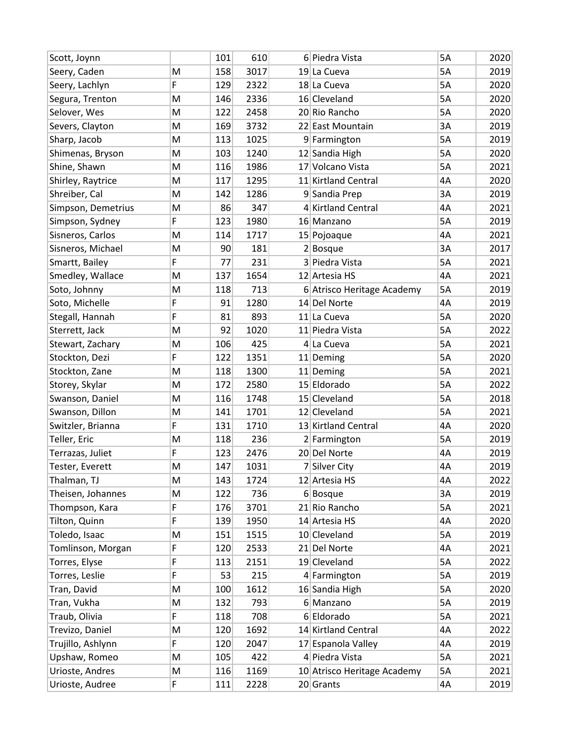| | | | | | | | |
|---|---|---|---|---|---|---|---|
| Scott, Joynn | | 101 | 610 | 6 | Piedra Vista | 5A | 2020 |
| Seery, Caden | M | 158 | 3017 | 19 | La Cueva | 5A | 2019 |
| Seery, Lachlyn | F | 129 | 2322 | 18 | La Cueva | 5A | 2020 |
| Segura, Trenton | M | 146 | 2336 | 16 | Cleveland | 5A | 2020 |
| Selover, Wes | M | 122 | 2458 | 20 | Rio Rancho | 5A | 2020 |
| Severs, Clayton | M | 169 | 3732 | 22 | East Mountain | 3A | 2019 |
| Sharp, Jacob | M | 113 | 1025 | 9 | Farmington | 5A | 2019 |
| Shimenas, Bryson | M | 103 | 1240 | 12 | Sandia High | 5A | 2020 |
| Shine, Shawn | M | 116 | 1986 | 17 | Volcano Vista | 5A | 2021 |
| Shirley, Raytrice | M | 117 | 1295 | 11 | Kirtland Central | 4A | 2020 |
| Shreiber, Cal | M | 142 | 1286 | 9 | Sandia Prep | 3A | 2019 |
| Simpson, Demetrius | M | 86 | 347 | 4 | Kirtland Central | 4A | 2021 |
| Simpson, Sydney | F | 123 | 1980 | 16 | Manzano | 5A | 2019 |
| Sisneros, Carlos | M | 114 | 1717 | 15 | Pojoaque | 4A | 2021 |
| Sisneros, Michael | M | 90 | 181 | 2 | Bosque | 3A | 2017 |
| Smartt, Bailey | F | 77 | 231 | 3 | Piedra Vista | 5A | 2021 |
| Smedley, Wallace | M | 137 | 1654 | 12 | Artesia HS | 4A | 2021 |
| Soto, Johnny | M | 118 | 713 | 6 | Atrisco Heritage Academy | 5A | 2019 |
| Soto, Michelle | F | 91 | 1280 | 14 | Del Norte | 4A | 2019 |
| Stegall, Hannah | F | 81 | 893 | 11 | La Cueva | 5A | 2020 |
| Sterrett, Jack | M | 92 | 1020 | 11 | Piedra Vista | 5A | 2022 |
| Stewart, Zachary | M | 106 | 425 | 4 | La Cueva | 5A | 2021 |
| Stockton, Dezi | F | 122 | 1351 | 11 | Deming | 5A | 2020 |
| Stockton, Zane | M | 118 | 1300 | 11 | Deming | 5A | 2021 |
| Storey, Skylar | M | 172 | 2580 | 15 | Eldorado | 5A | 2022 |
| Swanson, Daniel | M | 116 | 1748 | 15 | Cleveland | 5A | 2018 |
| Swanson, Dillon | M | 141 | 1701 | 12 | Cleveland | 5A | 2021 |
| Switzler, Brianna | F | 131 | 1710 | 13 | Kirtland Central | 4A | 2020 |
| Teller, Eric | M | 118 | 236 | 2 | Farmington | 5A | 2019 |
| Terrazas, Juliet | F | 123 | 2476 | 20 | Del Norte | 4A | 2019 |
| Tester, Everett | M | 147 | 1031 | 7 | Silver City | 4A | 2019 |
| Thalman, TJ | M | 143 | 1724 | 12 | Artesia HS | 4A | 2022 |
| Theisen, Johannes | M | 122 | 736 | 6 | Bosque | 3A | 2019 |
| Thompson, Kara | F | 176 | 3701 | 21 | Rio Rancho | 5A | 2021 |
| Tilton, Quinn | F | 139 | 1950 | 14 | Artesia HS | 4A | 2020 |
| Toledo, Isaac | M | 151 | 1515 | 10 | Cleveland | 5A | 2019 |
| Tomlinson, Morgan | F | 120 | 2533 | 21 | Del Norte | 4A | 2021 |
| Torres, Elyse | F | 113 | 2151 | 19 | Cleveland | 5A | 2022 |
| Torres, Leslie | F | 53 | 215 | 4 | Farmington | 5A | 2019 |
| Tran, David | M | 100 | 1612 | 16 | Sandia High | 5A | 2020 |
| Tran, Vukha | M | 132 | 793 | 6 | Manzano | 5A | 2019 |
| Traub, Olivia | F | 118 | 708 | 6 | Eldorado | 5A | 2021 |
| Trevizo, Daniel | M | 120 | 1692 | 14 | Kirtland Central | 4A | 2022 |
| Trujillo, Ashlynn | F | 120 | 2047 | 17 | Espanola Valley | 4A | 2019 |
| Upshaw, Romeo | M | 105 | 422 | 4 | Piedra Vista | 5A | 2021 |
| Urioste, Andres | M | 116 | 1169 | 10 | Atrisco Heritage Academy | 5A | 2021 |
| Urioste, Audree | F | 111 | 2228 | 20 | Grants | 4A | 2019 |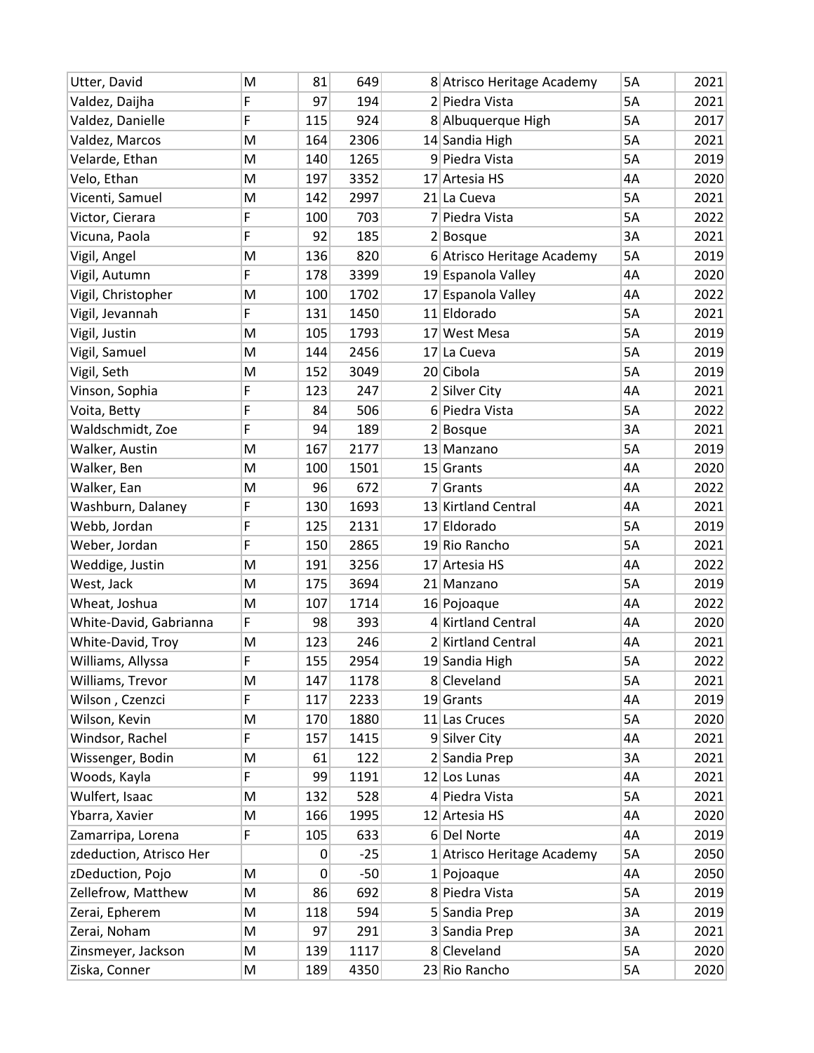| | | | | | | | |
|---|---|---|---|---|---|---|---|
| Utter, David | M | 81 | 649 | 8 | Atrisco Heritage Academy | 5A | 2021 |
| Valdez, Daijha | F | 97 | 194 | 2 | Piedra Vista | 5A | 2021 |
| Valdez, Danielle | F | 115 | 924 | 8 | Albuquerque High | 5A | 2017 |
| Valdez, Marcos | M | 164 | 2306 | 14 | Sandia High | 5A | 2021 |
| Velarde, Ethan | M | 140 | 1265 | 9 | Piedra Vista | 5A | 2019 |
| Velo, Ethan | M | 197 | 3352 | 17 | Artesia HS | 4A | 2020 |
| Vicenti, Samuel | M | 142 | 2997 | 21 | La Cueva | 5A | 2021 |
| Victor, Cierara | F | 100 | 703 | 7 | Piedra Vista | 5A | 2022 |
| Vicuna, Paola | F | 92 | 185 | 2 | Bosque | 3A | 2021 |
| Vigil, Angel | M | 136 | 820 | 6 | Atrisco Heritage Academy | 5A | 2019 |
| Vigil, Autumn | F | 178 | 3399 | 19 | Espanola Valley | 4A | 2020 |
| Vigil, Christopher | M | 100 | 1702 | 17 | Espanola Valley | 4A | 2022 |
| Vigil, Jevannah | F | 131 | 1450 | 11 | Eldorado | 5A | 2021 |
| Vigil, Justin | M | 105 | 1793 | 17 | West Mesa | 5A | 2019 |
| Vigil, Samuel | M | 144 | 2456 | 17 | La Cueva | 5A | 2019 |
| Vigil, Seth | M | 152 | 3049 | 20 | Cibola | 5A | 2019 |
| Vinson, Sophia | F | 123 | 247 | 2 | Silver City | 4A | 2021 |
| Voita, Betty | F | 84 | 506 | 6 | Piedra Vista | 5A | 2022 |
| Waldschmidt, Zoe | F | 94 | 189 | 2 | Bosque | 3A | 2021 |
| Walker, Austin | M | 167 | 2177 | 13 | Manzano | 5A | 2019 |
| Walker, Ben | M | 100 | 1501 | 15 | Grants | 4A | 2020 |
| Walker, Ean | M | 96 | 672 | 7 | Grants | 4A | 2022 |
| Washburn, Dalaney | F | 130 | 1693 | 13 | Kirtland Central | 4A | 2021 |
| Webb, Jordan | F | 125 | 2131 | 17 | Eldorado | 5A | 2019 |
| Weber, Jordan | F | 150 | 2865 | 19 | Rio Rancho | 5A | 2021 |
| Weddige, Justin | M | 191 | 3256 | 17 | Artesia HS | 4A | 2022 |
| West, Jack | M | 175 | 3694 | 21 | Manzano | 5A | 2019 |
| Wheat, Joshua | M | 107 | 1714 | 16 | Pojoaque | 4A | 2022 |
| White-David, Gabrianna | F | 98 | 393 | 4 | Kirtland Central | 4A | 2020 |
| White-David, Troy | M | 123 | 246 | 2 | Kirtland Central | 4A | 2021 |
| Williams, Allyssa | F | 155 | 2954 | 19 | Sandia High | 5A | 2022 |
| Williams, Trevor | M | 147 | 1178 | 8 | Cleveland | 5A | 2021 |
| Wilson , Czenzci | F | 117 | 2233 | 19 | Grants | 4A | 2019 |
| Wilson, Kevin | M | 170 | 1880 | 11 | Las Cruces | 5A | 2020 |
| Windsor, Rachel | F | 157 | 1415 | 9 | Silver City | 4A | 2021 |
| Wissenger, Bodin | M | 61 | 122 | 2 | Sandia Prep | 3A | 2021 |
| Woods, Kayla | F | 99 | 1191 | 12 | Los Lunas | 4A | 2021 |
| Wulfert, Isaac | M | 132 | 528 | 4 | Piedra Vista | 5A | 2021 |
| Ybarra, Xavier | M | 166 | 1995 | 12 | Artesia HS | 4A | 2020 |
| Zamarripa, Lorena | F | 105 | 633 | 6 | Del Norte | 4A | 2019 |
| zdeduction, Atrisco Her | | 0 | -25 | 1 | Atrisco Heritage Academy | 5A | 2050 |
| zDeduction, Pojo | M | 0 | -50 | 1 | Pojoaque | 4A | 2050 |
| Zellefrow, Matthew | M | 86 | 692 | 8 | Piedra Vista | 5A | 2019 |
| Zerai, Epherem | M | 118 | 594 | 5 | Sandia Prep | 3A | 2019 |
| Zerai, Noham | M | 97 | 291 | 3 | Sandia Prep | 3A | 2021 |
| Zinsmeyer, Jackson | M | 139 | 1117 | 8 | Cleveland | 5A | 2020 |
| Ziska, Conner | M | 189 | 4350 | 23 | Rio Rancho | 5A | 2020 |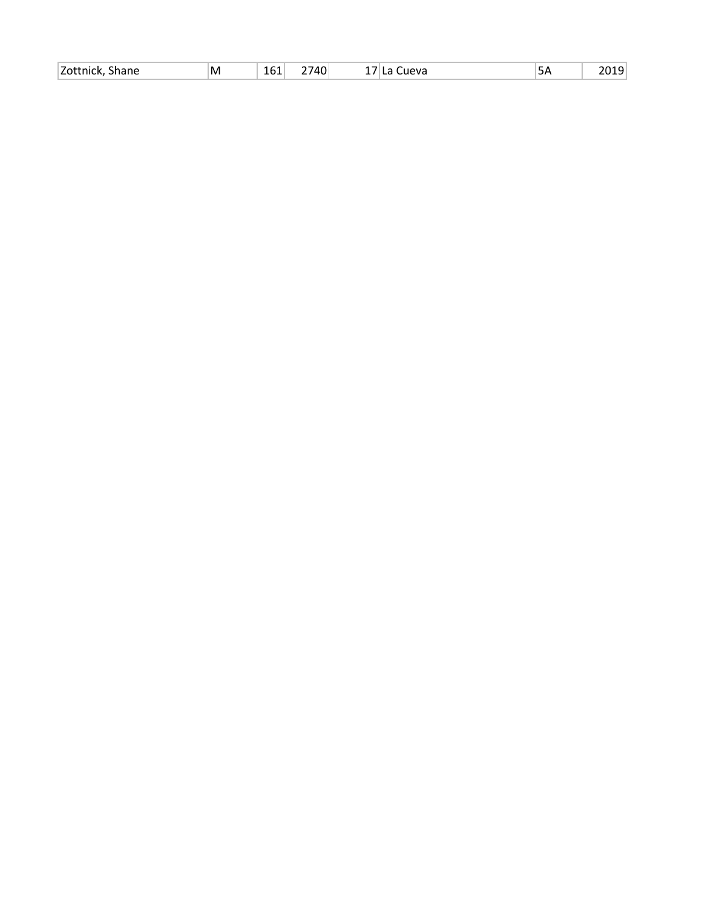| | | | | | | | |
|---|---|---|---|---|---|---|---|
| Zottnick, Shane | M | 161 | 2740 | 17 | La Cueva | 5A | 2019 |